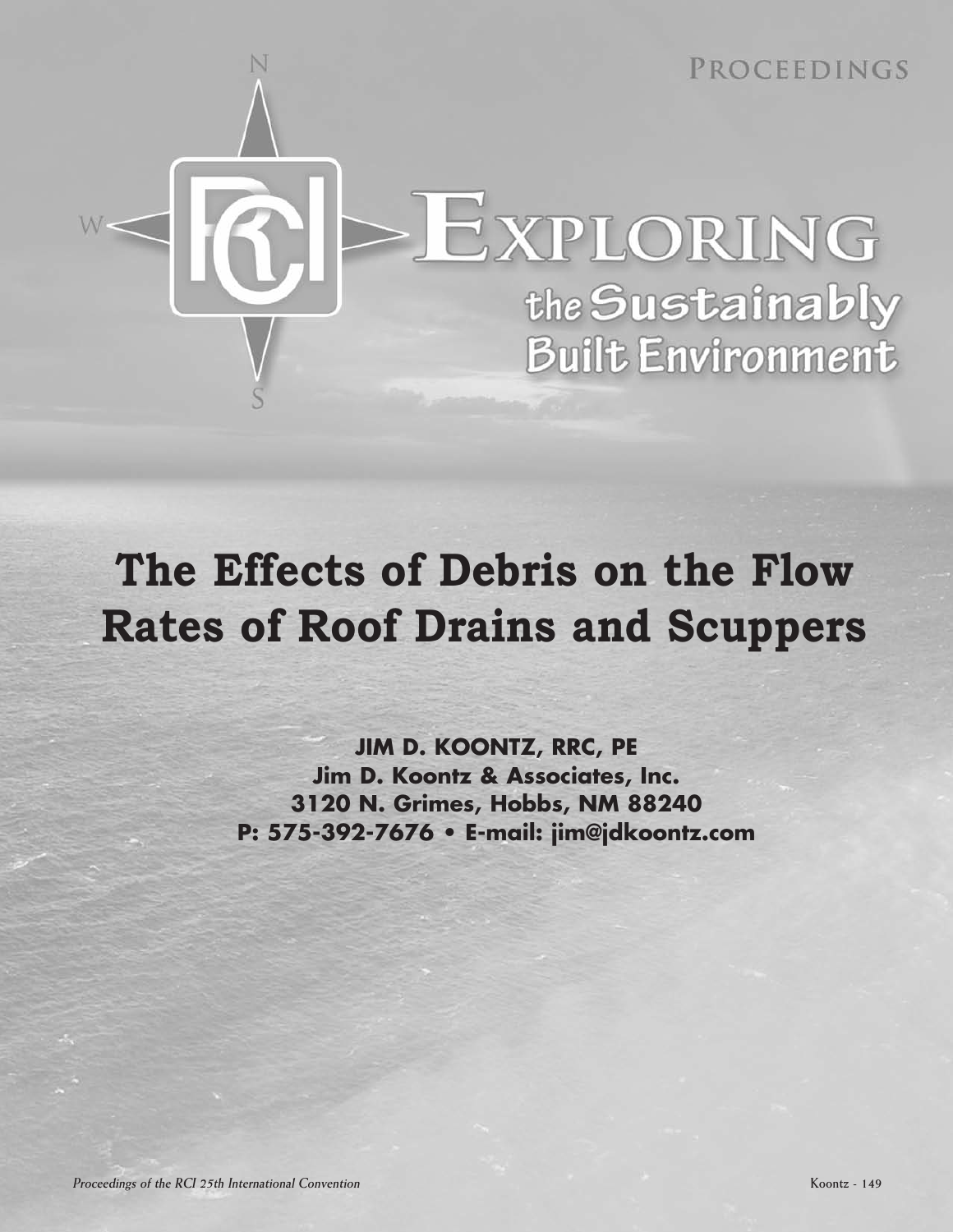PROCEEDINGS

# EXPLORING the Sustainably Built Environment

# The Effects of Debris on the Flow Rates of Roof Drains and Scuppers

**JIM D. KOONTZ, RRC, PE**
**Jim D. Koontz & Associates, Inc.**
**3120 N. Grimes, Hobbs, NM 88240**
**P: 575-392-7676 • E-mail: jim@jdkoontz.com**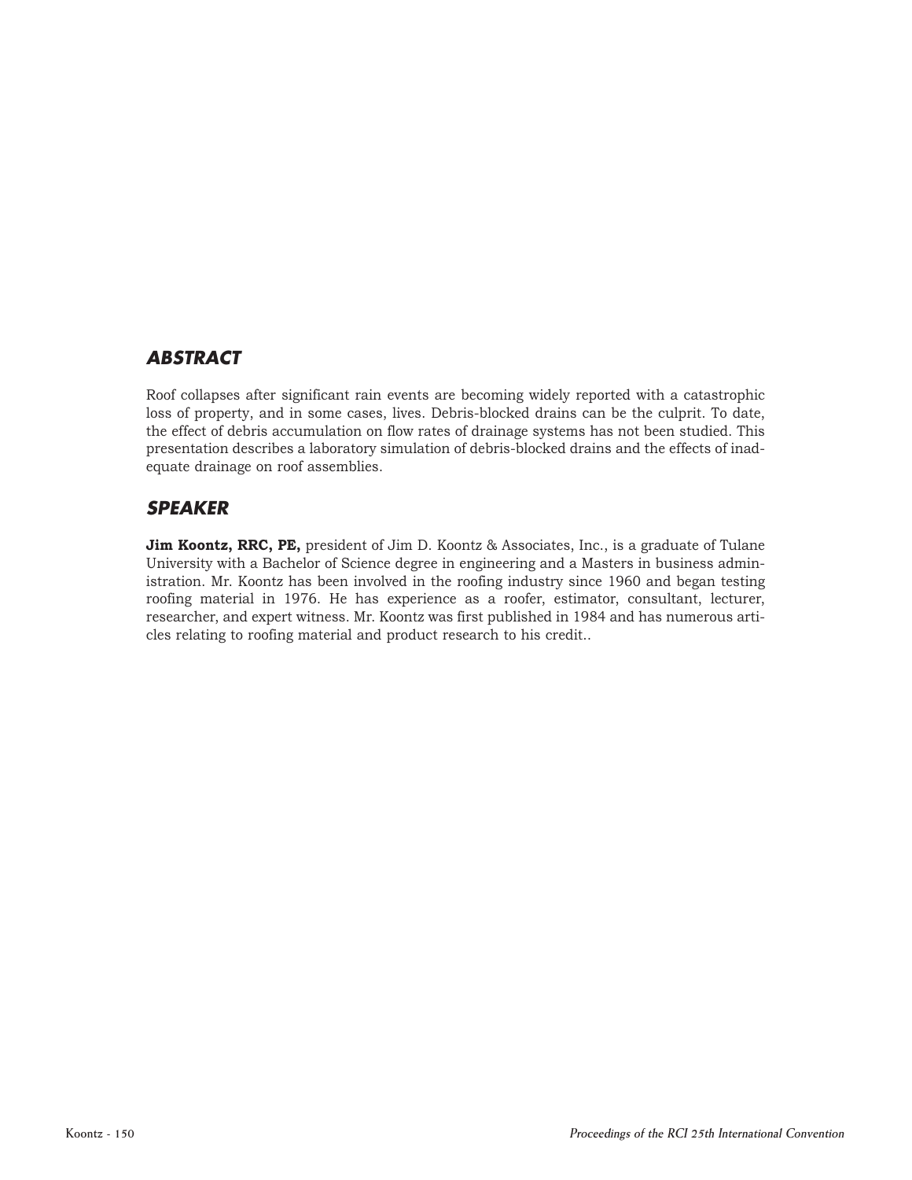## *ABSTRACT*

Roof collapses after significant rain events are becoming widely reported with a catastrophic loss of property, and in some cases, lives. Debris-blocked drains can be the culprit. To date, the effect of debris accumulation on flow rates of drainage systems has not been studied. This presentation describes a laboratory simulation of debris-blocked drains and the effects of inadequate drainage on roof assemblies.

## *SPEAKER*

**Jim Koontz, RRC, PE,** president of Jim D. Koontz & Associates, Inc., is a graduate of Tulane University with a Bachelor of Science degree in engineering and a Masters in business administration. Mr. Koontz has been involved in the roofing industry since 1960 and began testing roofing material in 1976. He has experience as a roofer, estimator, consultant, lecturer, researcher, and expert witness. Mr. Koontz was first published in 1984 and has numerous articles relating to roofing material and product research to his credit..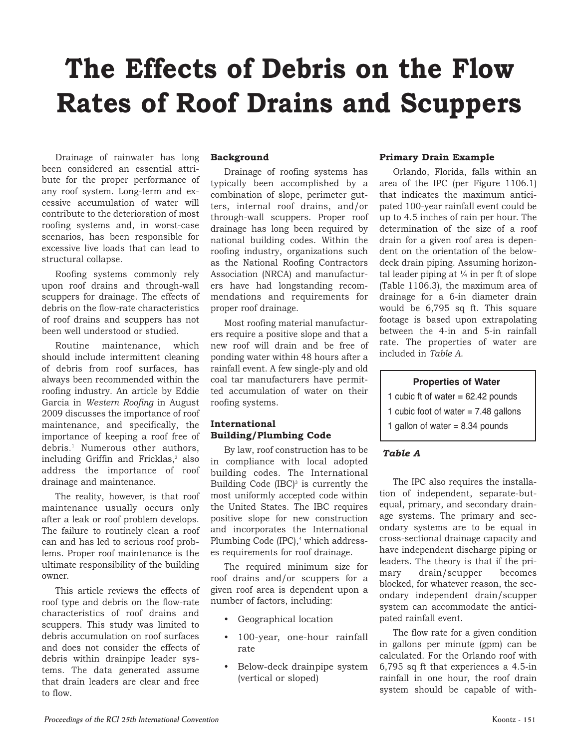# The Effects of Debris on the Flow Rates of Roof Drains and Scuppers

Drainage of rainwater has long been considered an essential attribute for the proper performance of any roof system. Long-term and excessive accumulation of water will contribute to the deterioration of most roofing systems and, in worst-case scenarios, has been responsible for excessive live loads that can lead to structural collapse.

Roofing systems commonly rely upon roof drains and through-wall scuppers for drainage. The effects of debris on the flow-rate characteristics of roof drains and scuppers has not been well understood or studied.

Routine maintenance, which should include intermittent cleaning of debris from roof surfaces, has always been recommended within the roofing industry. An article by Eddie Garcia in *Western Roofing* in August 2009 discusses the importance of roof maintenance, and specifically, the importance of keeping a roof free of debris.[1] Numerous other authors, including Griffin and Fricklas,[2] also address the importance of roof drainage and maintenance.

The reality, however, is that roof maintenance usually occurs only after a leak or roof problem develops. The failure to routinely clean a roof can and has led to serious roof problems. Proper roof maintenance is the ultimate responsibility of the building owner.

This article reviews the effects of roof type and debris on the flow-rate characteristics of roof drains and scuppers. This study was limited to debris accumulation on roof surfaces and does not consider the effects of debris within drainpipe leader systems. The data generated assume that drain leaders are clear and free to flow.

### Background

Drainage of roofing systems has typically been accomplished by a combination of slope, perimeter gutters, internal roof drains, and/or through-wall scuppers. Proper roof drainage has long been required by national building codes. Within the roofing industry, organizations such as the National Roofing Contractors Association (NRCA) and manufacturers have had longstanding recommendations and requirements for proper roof drainage.

Most roofing material manufacturers require a positive slope and that a new roof will drain and be free of ponding water within 48 hours after a rainfall event. A few single-ply and old coal tar manufacturers have permitted accumulation of water on their roofing systems.

### International Building/Plumbing Code

By law, roof construction has to be in compliance with local adopted building codes. The International Building Code (IBC)[3] is currently the most uniformly accepted code within the United States. The IBC requires positive slope for new construction and incorporates the International Plumbing Code (IPC),[4] which addresses requirements for roof drainage.

The required minimum size for roof drains and/or scuppers for a given roof area is dependent upon a number of factors, including:

- Geographical location
- 100-year, one-hour rainfall rate
- Below-deck drainpipe system (vertical or sloped)

### Primary Drain Example

Orlando, Florida, falls within an area of the IPC (per Figure 1106.1) that indicates the maximum anticipated 100-year rainfall event could be up to 4.5 inches of rain per hour. The determination of the size of a roof drain for a given roof area is dependent on the orientation of the below-deck drain piping. Assuming horizontal leader piping at ¼ in per ft of slope (Table 1106.3), the maximum area of drainage for a 6-in diameter drain would be 6,795 sq ft. This square footage is based upon extrapolating between the 4-in and 5-in rainfall rate. The properties of water are included in *Table A*.

| Properties of Water |
| --- |
| 1 cubic ft of water = 62.42 pounds |
| 1 cubic foot of water = 7.48 gallons |
| 1 gallon of water = 8.34 pounds |

***Table A***

The IPC also requires the installation of independent, separate-but-equal, primary, and secondary drainage systems. The primary and secondary systems are to be equal in cross-sectional drainage capacity and have independent discharge piping or leaders. The theory is that if the primary drain/scupper becomes blocked, for whatever reason, the secondary independent drain/scupper system can accommodate the anticipated rainfall event.

The flow rate for a given condition in gallons per minute (gpm) can be calculated. For the Orlando roof with 6,795 sq ft that experiences a 4.5-in rainfall in one hour, the roof drain system should be capable of with-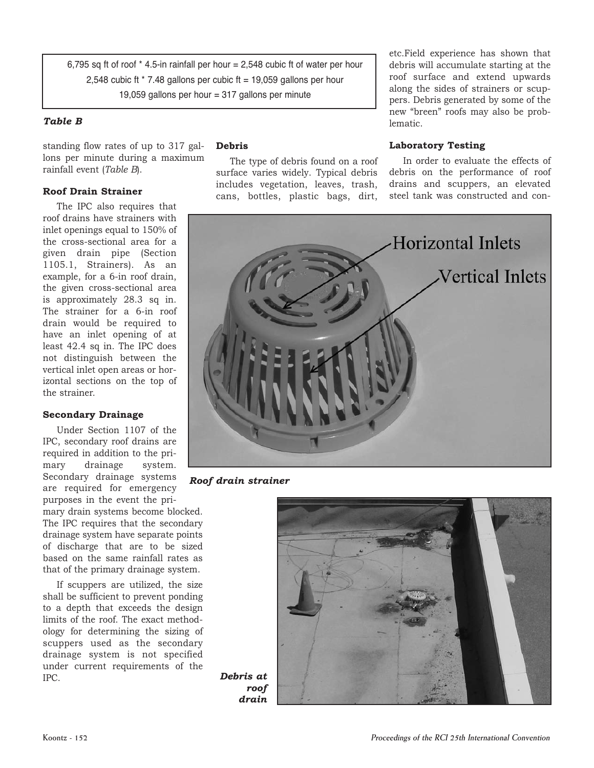6,795 sq ft of roof * 4.5-in rainfall per hour = 2,548 cubic ft of water per hour
2,548 cubic ft * 7.48 gallons per cubic ft = 19,059 gallons per hour
19,059 gallons per hour = 317 gallons per minute

*Table B*

standing flow rates of up to 317 gallons per minute during a maximum rainfall event (*Table B*).

### Roof Drain Strainer

The IPC also requires that roof drains have strainers with inlet openings equal to 150% of the cross-sectional area for a given drain pipe (Section 1105.1, Strainers). As an example, for a 6-in roof drain, the given cross-sectional area is approximately 28.3 sq in. The strainer for a 6-in roof drain would be required to have an inlet opening of at least 42.4 sq in. The IPC does not distinguish between the vertical inlet open areas or horizontal sections on the top of the strainer.

### Secondary Drainage

Under Section 1107 of the IPC, secondary roof drains are required in addition to the primary drainage system. Secondary drainage systems are required for emergency purposes in the event the primary drain systems become blocked. The IPC requires that the secondary drainage system have separate points of discharge that are to be sized based on the same rainfall rates as that of the primary drainage system.

If scuppers are utilized, the size shall be sufficient to prevent ponding to a depth that exceeds the design limits of the roof. The exact methodology for determining the sizing of scuppers used as the secondary drainage system is not specified under current requirements of the IPC.

### Debris

The type of debris found on a roof surface varies widely. Typical debris includes vegetation, leaves, trash, cans, bottles, plastic bags, dirt, etc.Field experience has shown that debris will accumulate starting at the roof surface and extend upwards along the sides of strainers or scuppers. Debris generated by some of the new "breen" roofs may also be problematic.

### Laboratory Testing

In order to evaluate the effects of debris on the performance of roof drains and scuppers, an elevated steel tank was constructed and con-

Horizontal Inlets

Vertical Inlets

*Roof drain strainer*

*Debris at roof drain*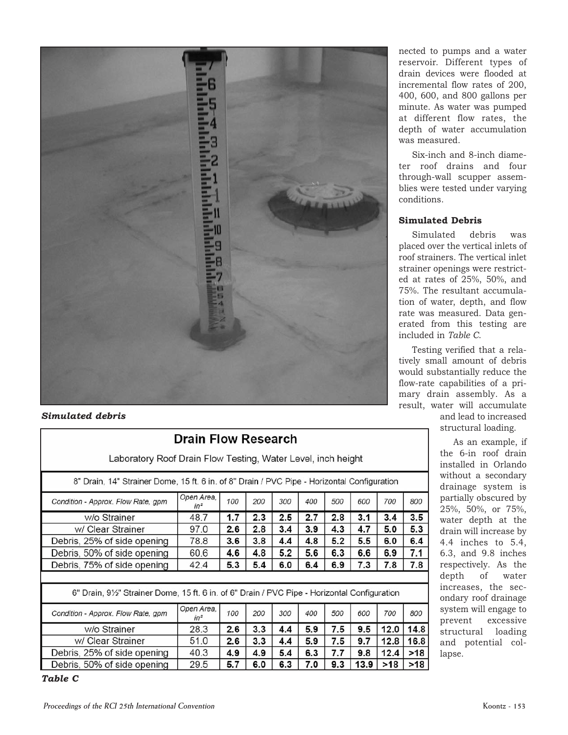nected to pumps and a water reservoir. Different types of drain devices were flooded at incremental flow rates of 200, 400, 600, and 800 gallons per minute. As water was pumped at different flow rates, the depth of water accumulation was measured.

Six-inch and 8-inch diameter roof drains and four through-wall scupper assemblies were tested under varying conditions.

### Simulated Debris

Simulated debris was placed over the vertical inlets of roof strainers. The vertical inlet strainer openings were restricted at rates of 25%, 50%, and 75%. The resultant accumulation of water, depth, and flow rate was measured. Data generated from this testing are included in *Table C*.

Testing verified that a relatively small amount of debris would substantially reduce the flow-rate capabilities of a primary drain assembly. As a result, water will accumulate and lead to increased structural loading.

As an example, if the 6-in roof drain installed in Orlando without a secondary drainage system is partially obscured by 25%, 50%, or 75%, water depth at the drain will increase by 4.4 inches to 5.4, 6.3, and 9.8 inches respectively. As the depth of water increases, the secondary roof drainage system will engage to prevent excessive structural loading and potential collapse.

***Simulated debris***

**Drain Flow Research**

Laboratory Roof Drain Flow Testing, Water Level, inch height

| 8" Drain, 14" Strainer Dome, 15 ft. 6 in. of 8" Drain / PVC Pipe - Horizontal Configuration | | | | | | | | | |
|---|---|---|---|---|---|---|---|---|---|
| *Condition - Approx. Flow Rate, gpm* | *Open Area, in²* | *100* | *200* | *300* | *400* | *500* | *600* | *700* | *800* |
| w/o Strainer | 48.7 | **1.7** | **2.3** | **2.5** | **2.7** | **2.8** | **3.1** | **3.4** | **3.5** |
| w/ Clear Strainer | 97.0 | **2.6** | **2.8** | **3.4** | **3.9** | **4.3** | **4.7** | **5.0** | **5.3** |
| Debris, 25% of side opening | 78.8 | **3.6** | **3.8** | **4.4** | **4.8** | **5.2** | **5.5** | **6.0** | **6.4** |
| Debris, 50% of side opening | 60.6 | **4.6** | **4.8** | **5.2** | **5.6** | **6.3** | **6.6** | **6.9** | **7.1** |
| Debris, 75% of side opening | 42.4 | **5.3** | **5.4** | **6.0** | **6.4** | **6.9** | **7.3** | **7.8** | **7.8** |
| **6" Drain, 9½" Strainer Dome, 15 ft. 6 in. of 6" Drain / PVC Pipe - Horizontal Configuration** | | | | | | | | | |
| *Condition - Approx. Flow Rate, gpm* | *Open Area, in²* | *100* | *200* | *300* | *400* | *500* | *600* | *700* | *800* |
| w/o Strainer | 28.3 | **2.6** | **3.3** | **4.4** | **5.9** | **7.5** | **9.5** | **12.0** | **14.8** |
| w/ Clear Strainer | 51.0 | **2.6** | **3.3** | **4.4** | **5.9** | **7.5** | **9.7** | **12.8** | **16.8** |
| Debris, 25% of side opening | 40.3 | **4.9** | **4.9** | **5.4** | **6.3** | **7.7** | **9.8** | **12.4** | **>18** |
| Debris, 50% of side opening | 29.5 | **5.7** | **6.0** | **6.3** | **7.0** | **9.3** | **13.9** | **>18** | **>18** |

***Table C***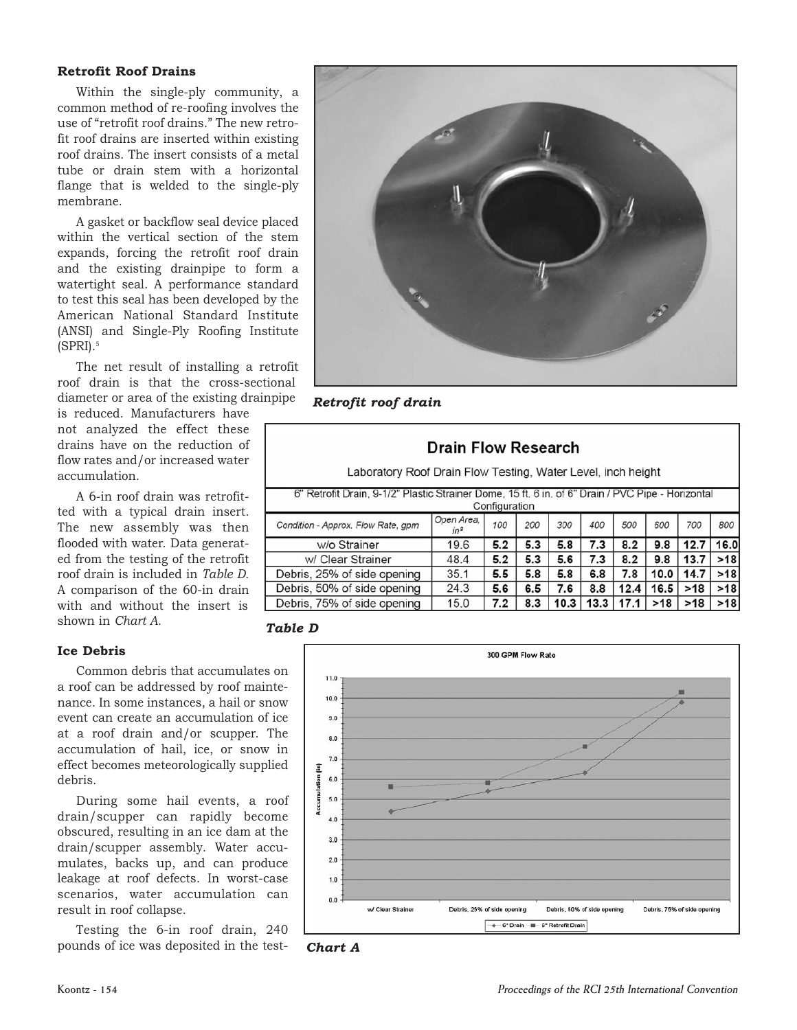### Retrofit Roof Drains

Within the single-ply community, a common method of re-roofing involves the use of "retrofit roof drains." The new retrofit roof drains are inserted within existing roof drains. The insert consists of a metal tube or drain stem with a horizontal flange that is welded to the single-ply membrane.

A gasket or backflow seal device placed within the vertical section of the stem expands, forcing the retrofit roof drain and the existing drainpipe to form a watertight seal. A performance standard to test this seal has been developed by the American National Standard Institute (ANSI) and Single-Ply Roofing Institute (SPRI).[5]

The net result of installing a retrofit roof drain is that the cross-sectional diameter or area of the existing drainpipe is reduced. Manufacturers have not analyzed the effect these drains have on the reduction of flow rates and/or increased water accumulation.

A 6-in roof drain was retrofitted with a typical drain insert. The new assembly was then flooded with water. Data generated from the testing of the retrofit roof drain is included in *Table D*. A comparison of the 60-in drain with and without the insert is shown in *Chart A*.

*Retrofit roof drain*

**Drain Flow Research**

Laboratory Roof Drain Flow Testing, Water Level, inch height

6" Retrofit Drain, 9-1/2" Plastic Strainer Dome, 15 ft. 6 in. of 6" Drain / PVC Pipe - Horizontal Configuration

| Condition - Approx. Flow Rate, gpm | Open Area, in² | 100 | 200 | 300 | 400 | 500 | 600 | 700 | 800 |
|---|---|---|---|---|---|---|---|---|---|
| w/o Strainer | 19.6 | 5.2 | 5.3 | 5.8 | 7.3 | 8.2 | 9.8 | 12.7 | 16.0 |
| w/ Clear Strainer | 48.4 | 5.2 | 5.3 | 5.6 | 7.3 | 8.2 | 9.8 | 13.7 | >18 |
| Debris, 25% of side opening | 35.1 | 5.5 | 5.8 | 5.8 | 6.8 | 7.8 | 10.0 | 14.7 | >18 |
| Debris, 50% of side opening | 24.3 | 5.6 | 6.5 | 7.6 | 8.8 | 12.4 | 16.5 | >18 | >18 |
| Debris, 75% of side opening | 15.0 | 7.2 | 8.3 | 10.3 | 13.3 | 17.1 | >18 | >18 | >18 |

*Table D*

*Chart A*

### Ice Debris

Common debris that accumulates on a roof can be addressed by roof maintenance. In some instances, a hail or snow event can create an accumulation of ice at a roof drain and/or scupper. The accumulation of hail, ice, or snow in effect becomes meteorologically supplied debris.

During some hail events, a roof drain/scupper can rapidly become obscured, resulting in an ice dam at the drain/scupper assembly. Water accumulates, backs up, and can produce leakage at roof defects. In worst-case scenarios, water accumulation can result in roof collapse.

Testing the 6-in roof drain, 240 pounds of ice was deposited in the test-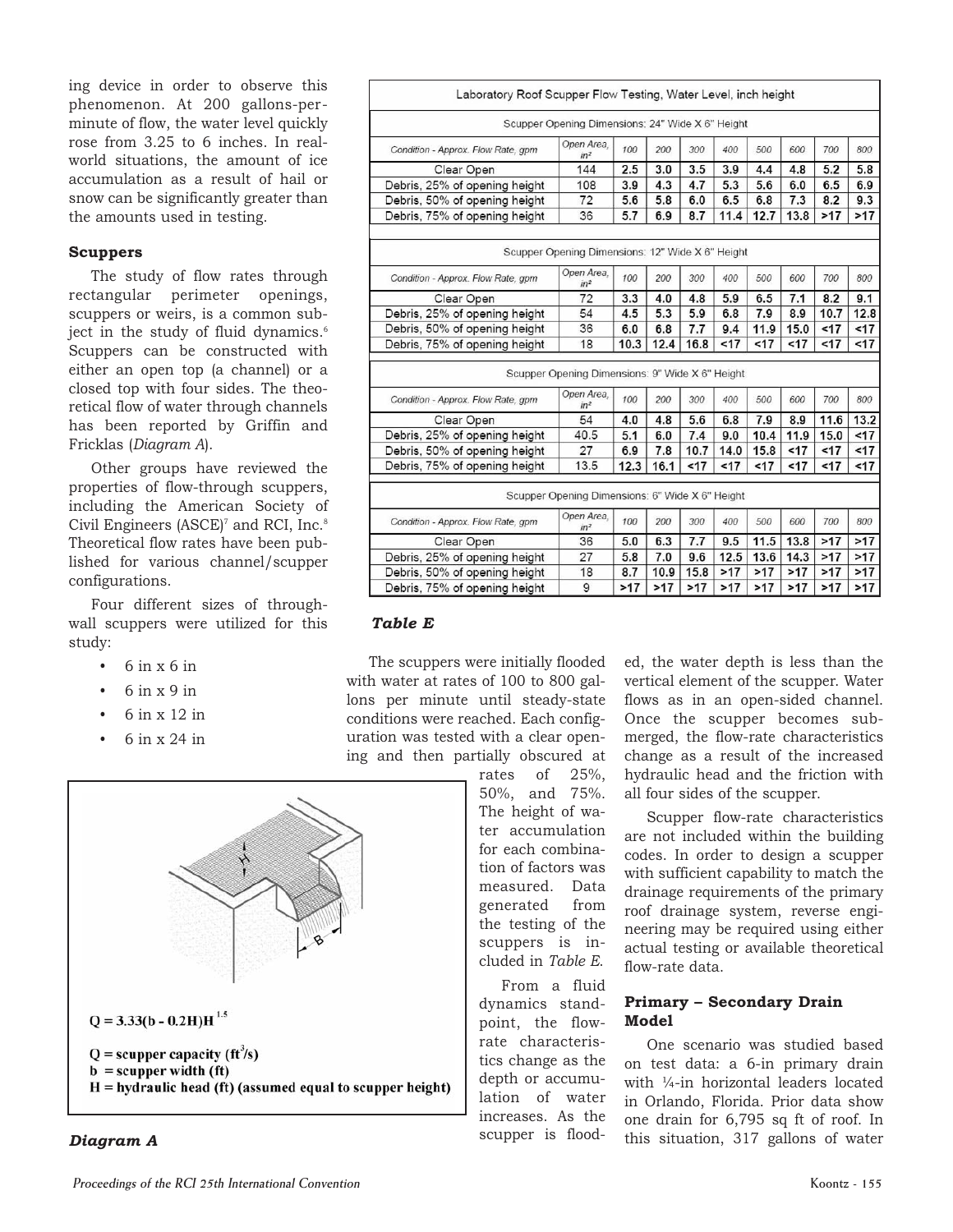ing device in order to observe this phenomenon. At 200 gallons-per-minute of flow, the water level quickly rose from 3.25 to 6 inches. In real-world situations, the amount of ice accumulation as a result of hail or snow can be significantly greater than the amounts used in testing.

### Scuppers

The study of flow rates through rectangular perimeter openings, scuppers or weirs, is a common subject in the study of fluid dynamics.[6] Scuppers can be constructed with either an open top (a channel) or a closed top with four sides. The theoretical flow of water through channels has been reported by Griffin and Fricklas (*Diagram A*).

Other groups have reviewed the properties of flow-through scuppers, including the American Society of Civil Engineers (ASCE)[7] and RCI, Inc.[8] Theoretical flow rates have been published for various channel/scupper configurations.

Four different sizes of through-wall scuppers were utilized for this study:

- 6 in x 6 in
- 6 in x 9 in
- 6 in x 12 in
- 6 in x 24 in

$$Q = 3.33(b - 0.2H)H^{1.5}$$

Q = scupper capacity ($ft^3/s$)
b = scupper width (ft)
H = hydraulic head (ft) (assumed equal to scupper height)

*Diagram A*

Laboratory Roof Scupper Flow Testing, Water Level, inch height

| Scupper Opening Dimensions: 24" Wide X 6" Height | | | | | | | | | |
|---|---|---|---|---|---|---|---|---|---|
| Condition - Approx. Flow Rate, gpm | Open Area, in² | 100 | 200 | 300 | 400 | 500 | 600 | 700 | 800 |
| Clear Open | 144 | 2.5 | 3.0 | 3.5 | 3.9 | 4.4 | 4.8 | 5.2 | 5.8 |
| Debris, 25% of opening height | 108 | 3.9 | 4.3 | 4.7 | 5.3 | 5.6 | 6.0 | 6.5 | 6.9 |
| Debris, 50% of opening height | 72 | 5.6 | 5.8 | 6.0 | 6.5 | 6.8 | 7.3 | 8.2 | 9.3 |
| Debris, 75% of opening height | 36 | 5.7 | 6.9 | 8.7 | 11.4 | 12.7 | 13.8 | >17 | >17 |
| **Scupper Opening Dimensions: 12" Wide X 6" Height** | | | | | | | | | |
| Condition - Approx. Flow Rate, gpm | Open Area, in² | 100 | 200 | 300 | 400 | 500 | 600 | 700 | 800 |
| Clear Open | 72 | 3.3 | 4.0 | 4.8 | 5.9 | 6.5 | 7.1 | 8.2 | 9.1 |
| Debris, 25% of opening height | 54 | 4.5 | 5.3 | 5.9 | 6.8 | 7.9 | 8.9 | 10.7 | 12.8 |
| Debris, 50% of opening height | 36 | 6.0 | 6.8 | 7.7 | 9.4 | 11.9 | 15.0 | <17 | <17 |
| Debris, 75% of opening height | 18 | 10.3 | 12.4 | 16.8 | <17 | <17 | <17 | <17 | <17 |
| **Scupper Opening Dimensions: 9" Wide X 6" Height** | | | | | | | | | |
| Condition - Approx. Flow Rate, gpm | Open Area, in² | 100 | 200 | 300 | 400 | 500 | 600 | 700 | 800 |
| Clear Open | 54 | 4.0 | 4.8 | 5.6 | 6.8 | 7.9 | 8.9 | 11.6 | 13.2 |
| Debris, 25% of opening height | 40.5 | 5.1 | 6.0 | 7.4 | 9.0 | 10.4 | 11.9 | 15.0 | <17 |
| Debris, 50% of opening height | 27 | 6.9 | 7.8 | 10.7 | 14.0 | 15.8 | <17 | <17 | <17 |
| Debris, 75% of opening height | 13.5 | 12.3 | 16.1 | <17 | <17 | <17 | <17 | <17 | <17 |
| **Scupper Opening Dimensions: 6" Wide X 6" Height** | | | | | | | | | |
| Condition - Approx. Flow Rate, gpm | Open Area, in² | 100 | 200 | 300 | 400 | 500 | 600 | 700 | 800 |
| Clear Open | 36 | 5.0 | 6.3 | 7.7 | 9.5 | 11.5 | 13.8 | >17 | >17 |
| Debris, 25% of opening height | 27 | 5.8 | 7.0 | 9.6 | 12.5 | 13.6 | 14.3 | >17 | >17 |
| Debris, 50% of opening height | 18 | 8.7 | 10.9 | 15.8 | >17 | >17 | >17 | >17 | >17 |
| Debris, 75% of opening height | 9 | >17 | >17 | >17 | >17 | >17 | >17 | >17 | >17 |

*Table E*

The scuppers were initially flooded with water at rates of 100 to 800 gallons per minute until steady-state conditions were reached. Each configuration was tested with a clear opening and then partially obscured at rates of 25%, 50%, and 75%. The height of water accumulation for each combination of factors was measured. Data generated from the testing of the scuppers is included in *Table E.*

From a fluid dynamics standpoint, the flow-rate characteristics change as the depth or accumulation of water increases. As the scupper is flooded, the water depth is less than the vertical element of the scupper. Water flows as in an open-sided channel. Once the scupper becomes submerged, the flow-rate characteristics change as a result of the increased hydraulic head and the friction with all four sides of the scupper.

Scupper flow-rate characteristics are not included within the building codes. In order to design a scupper with sufficient capability to match the drainage requirements of the primary roof drainage system, reverse engineering may be required using either actual testing or available theoretical flow-rate data.

### Primary – Secondary Drain Model

One scenario was studied based on test data: a 6-in primary drain with ¼-in horizontal leaders located in Orlando, Florida. Prior data show one drain for 6,795 sq ft of roof. In this situation, 317 gallons of water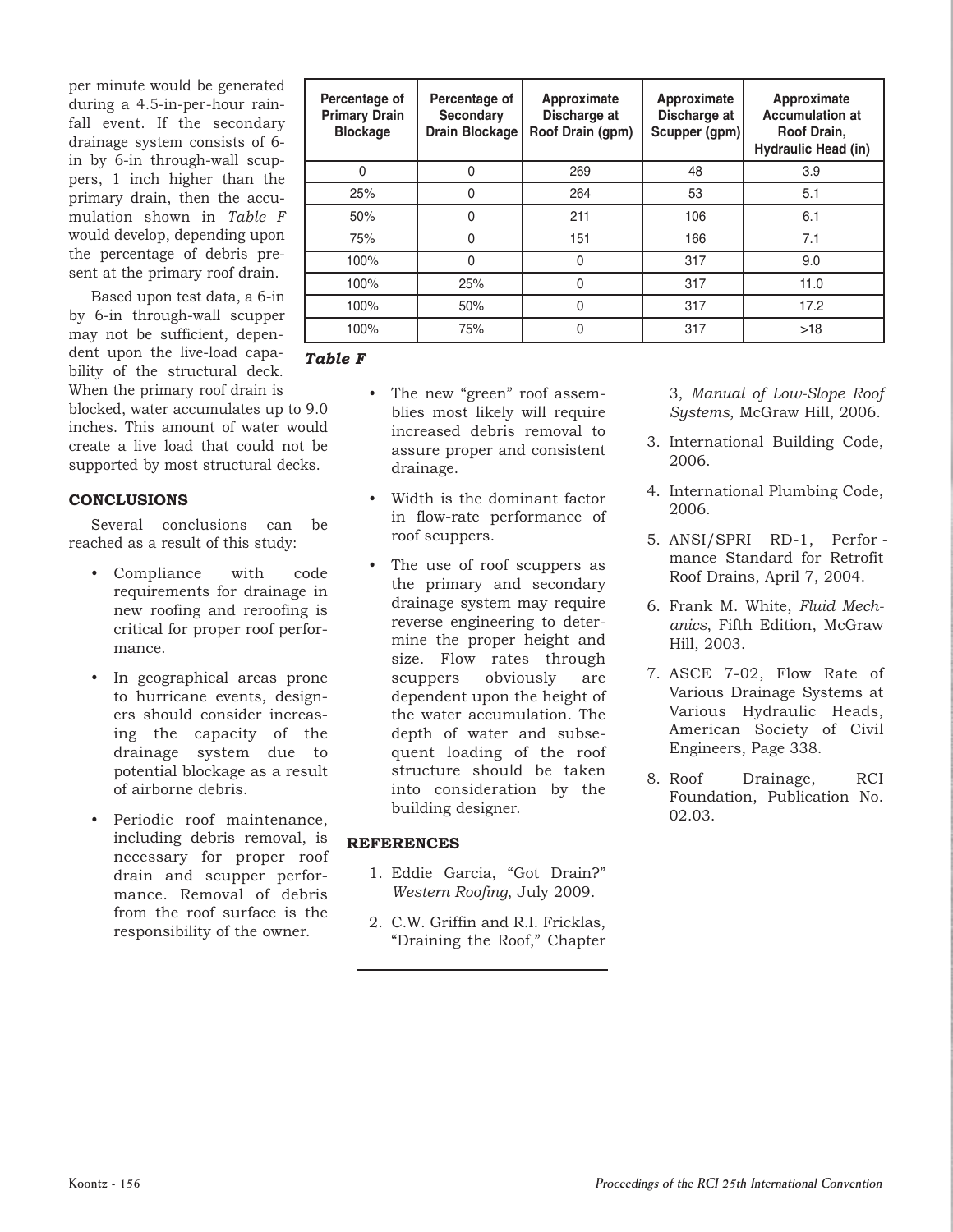per minute would be generated during a 4.5-in-per-hour rainfall event. If the secondary drainage system consists of 6-in by 6-in through-wall scuppers, 1 inch higher than the primary drain, then the accumulation shown in *Table F* would develop, depending upon the percentage of debris present at the primary roof drain.

| Percentage of Primary Drain Blockage | Percentage of Secondary Drain Blockage | Approximate Discharge at Roof Drain (gpm) | Approximate Discharge at Scupper (gpm) | Approximate Accumulation at Roof Drain, Hydraulic Head (in) |
|---|---|---|---|---|
| 0 | 0 | 269 | 48 | 3.9 |
| 25% | 0 | 264 | 53 | 5.1 |
| 50% | 0 | 211 | 106 | 6.1 |
| 75% | 0 | 151 | 166 | 7.1 |
| 100% | 0 | 0 | 317 | 9.0 |
| 100% | 25% | 0 | 317 | 11.0 |
| 100% | 50% | 0 | 317 | 17.2 |
| 100% | 75% | 0 | 317 | >18 |

***Table F***

Based upon test data, a 6-in by 6-in through-wall scupper may not be sufficient, dependent upon the live-load capability of the structural deck. When the primary roof drain is blocked, water accumulates up to 9.0 inches. This amount of water would create a live load that could not be supported by most structural decks.

## CONCLUSIONS

Several conclusions can be reached as a result of this study:

- Compliance with code requirements for drainage in new roofing and reroofing is critical for proper roof performance.
- In geographical areas prone to hurricane events, designers should consider increasing the capacity of the drainage system due to potential blockage as a result of airborne debris.
- Periodic roof maintenance, including debris removal, is necessary for proper roof drain and scupper performance. Removal of debris from the roof surface is the responsibility of the owner.
- The new "green" roof assemblies most likely will require increased debris removal to assure proper and consistent drainage.
- Width is the dominant factor in flow-rate performance of roof scuppers.
- The use of roof scuppers as the primary and secondary drainage system may require reverse engineering to determine the proper height and size. Flow rates through scuppers obviously are dependent upon the height of the water accumulation. The depth of water and subsequent loading of the roof structure should be taken into consideration by the building designer.

## REFERENCES

1. Eddie Garcia, "Got Drain?" *Western Roofing*, July 2009.
2. C.W. Griffin and R.I. Fricklas, "Draining the Roof," Chapter 3, *Manual of Low-Slope Roof Systems*, McGraw Hill, 2006.
3. International Building Code, 2006.
4. International Plumbing Code, 2006.
5. ANSI/SPRI RD-1, Performance Standard for Retrofit Roof Drains, April 7, 2004.
6. Frank M. White, *Fluid Mechanics*, Fifth Edition, McGraw Hill, 2003.
7. ASCE 7-02, Flow Rate of Various Drainage Systems at Various Hydraulic Heads, American Society of Civil Engineers, Page 338.
8. Roof Drainage, RCI Foundation, Publication No. 02.03.